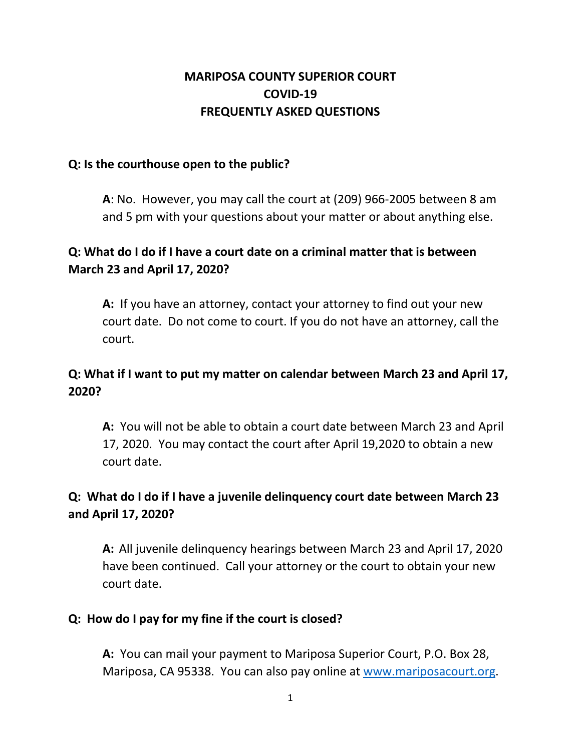# MARIPOSA COUNTY SUPERIOR COURT
# COVID-19
# FREQUENTLY ASKED QUESTIONS

**Q: Is the courthouse open to the public?**

**A**: No. However, you may call the court at (209) 966-2005 between 8 am and 5 pm with your questions about your matter or about anything else.

**Q: What do I do if I have a court date on a criminal matter that is between March 23 and April 17, 2020?**

**A:** If you have an attorney, contact your attorney to find out your new court date. Do not come to court. If you do not have an attorney, call the court.

**Q: What if I want to put my matter on calendar between March 23 and April 17, 2020?**

**A:** You will not be able to obtain a court date between March 23 and April 17, 2020. You may contact the court after April 19,2020 to obtain a new court date.

**Q: What do I do if I have a juvenile delinquency court date between March 23 and April 17, 2020?**

**A:** All juvenile delinquency hearings between March 23 and April 17, 2020 have been continued. Call your attorney or the court to obtain your new court date.

**Q: How do I pay for my fine if the court is closed?**

**A:** You can mail your payment to Mariposa Superior Court, P.O. Box 28, Mariposa, CA 95338. You can also pay online at www.mariposacourt.org.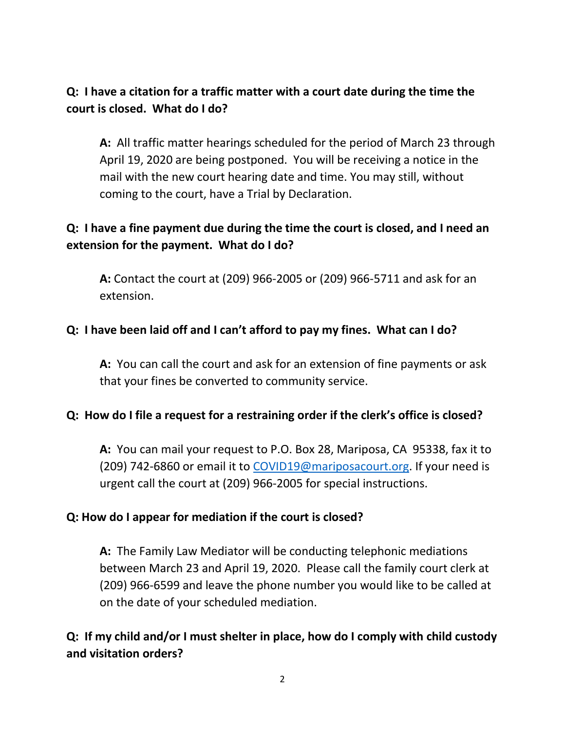**Q: I have a citation for a traffic matter with a court date during the time the court is closed. What do I do?**

> **A:** All traffic matter hearings scheduled for the period of March 23 through April 19, 2020 are being postponed. You will be receiving a notice in the mail with the new court hearing date and time. You may still, without coming to the court, have a Trial by Declaration.

**Q: I have a fine payment due during the time the court is closed, and I need an extension for the payment. What do I do?**

> **A:** Contact the court at (209) 966-2005 or (209) 966-5711 and ask for an extension.

**Q: I have been laid off and I can't afford to pay my fines. What can I do?**

> **A:** You can call the court and ask for an extension of fine payments or ask that your fines be converted to community service.

**Q: How do I file a request for a restraining order if the clerk's office is closed?**

> **A:** You can mail your request to P.O. Box 28, Mariposa, CA 95338, fax it to (209) 742-6860 or email it to [COVID19@mariposacourt.org](mailto:COVID19@mariposacourt.org). If your need is urgent call the court at (209) 966-2005 for special instructions.

**Q: How do I appear for mediation if the court is closed?**

> **A:** The Family Law Mediator will be conducting telephonic mediations between March 23 and April 19, 2020. Please call the family court clerk at (209) 966-6599 and leave the phone number you would like to be called at on the date of your scheduled mediation.

**Q: If my child and/or I must shelter in place, how do I comply with child custody and visitation orders?**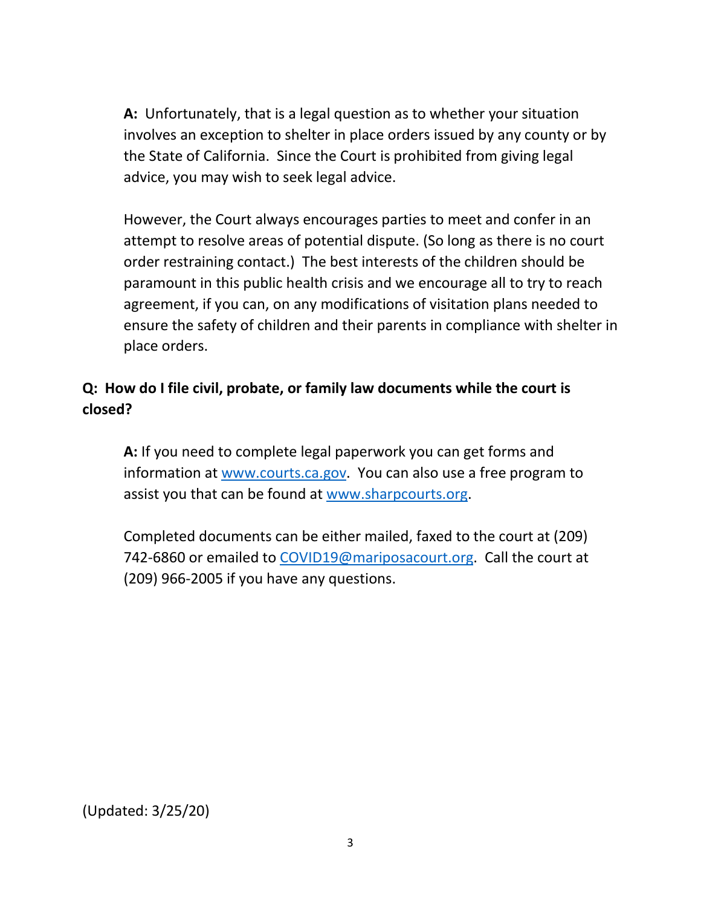**A:** Unfortunately, that is a legal question as to whether your situation involves an exception to shelter in place orders issued by any county or by the State of California. Since the Court is prohibited from giving legal advice, you may wish to seek legal advice.

However, the Court always encourages parties to meet and confer in an attempt to resolve areas of potential dispute. (So long as there is no court order restraining contact.) The best interests of the children should be paramount in this public health crisis and we encourage all to try to reach agreement, if you can, on any modifications of visitation plans needed to ensure the safety of children and their parents in compliance with shelter in place orders.

**Q: How do I file civil, probate, or family law documents while the court is closed?**

**A:** If you need to complete legal paperwork you can get forms and information at [www.courts.ca.gov](http://www.courts.ca.gov). You can also use a free program to assist you that can be found at [www.sharpcourts.org](http://www.sharpcourts.org).

Completed documents can be either mailed, faxed to the court at (209) 742-6860 or emailed to [COVID19@mariposacourt.org](mailto:COVID19@mariposacourt.org). Call the court at (209) 966-2005 if you have any questions.

(Updated: 3/25/20)